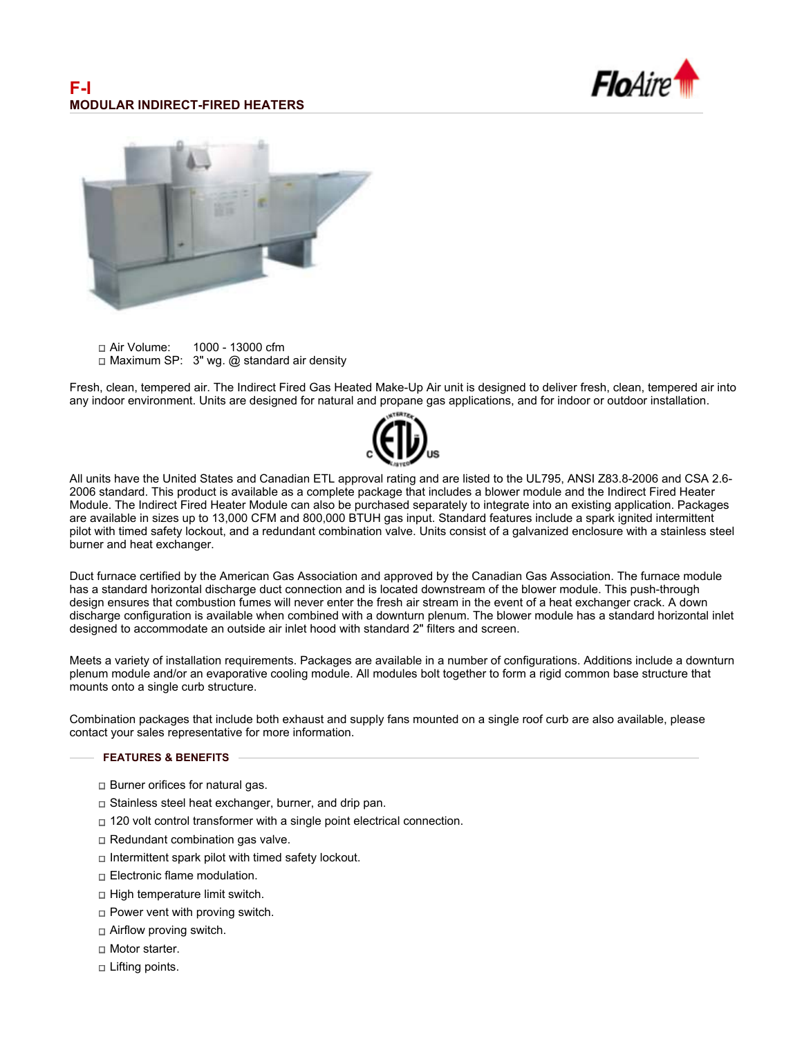# F-I

## MODULAR INDIRECT-FIRED HEATERS

- Air Volume: 1000 - 13000 cfm
- Maximum SP: 3" wg. @ standard air density

Fresh, clean, tempered air. The Indirect Fired Gas Heated Make-Up Air unit is designed to deliver fresh, clean, tempered air into any indoor environment. Units are designed for natural and propane gas applications, and for indoor or outdoor installation.

All units have the United States and Canadian ETL approval rating and are listed to the UL795, ANSI Z83.8-2006 and CSA 2.6-2006 standard. This product is available as a complete package that includes a blower module and the Indirect Fired Heater Module. The Indirect Fired Heater Module can also be purchased separately to integrate into an existing application. Packages are available in sizes up to 13,000 CFM and 800,000 BTUH gas input. Standard features include a spark ignited intermittent pilot with timed safety lockout, and a redundant combination valve. Units consist of a galvanized enclosure with a stainless steel burner and heat exchanger.

Duct furnace certified by the American Gas Association and approved by the Canadian Gas Association. The furnace module has a standard horizontal discharge duct connection and is located downstream of the blower module. This push-through design ensures that combustion fumes will never enter the fresh air stream in the event of a heat exchanger crack. A down discharge configuration is available when combined with a downturn plenum. The blower module has a standard horizontal inlet designed to accommodate an outside air inlet hood with standard 2" filters and screen.

Meets a variety of installation requirements. Packages are available in a number of configurations. Additions include a downturn plenum module and/or an evaporative cooling module. All modules bolt together to form a rigid common base structure that mounts onto a single curb structure.

Combination packages that include both exhaust and supply fans mounted on a single roof curb are also available, please contact your sales representative for more information.

### FEATURES & BENEFITS

- Burner orifices for natural gas.
- Stainless steel heat exchanger, burner, and drip pan.
- 120 volt control transformer with a single point electrical connection.
- Redundant combination gas valve.
- Intermittent spark pilot with timed safety lockout.
- Electronic flame modulation.
- High temperature limit switch.
- Power vent with proving switch.
- Airflow proving switch.
- Motor starter.
- Lifting points.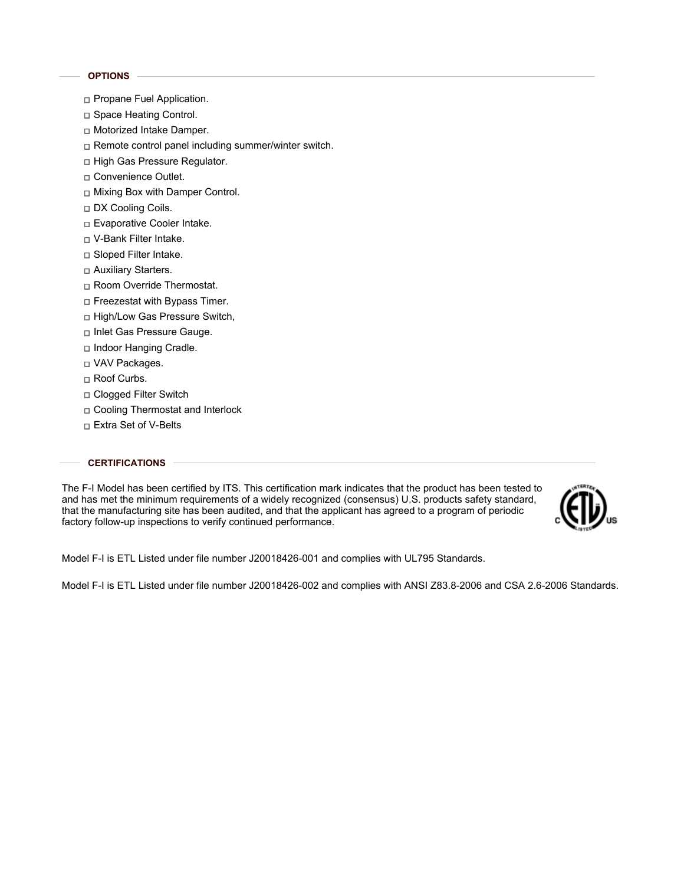## OPTIONS

- Propane Fuel Application.
- Space Heating Control.
- Motorized Intake Damper.
- Remote control panel including summer/winter switch.
- High Gas Pressure Regulator.
- Convenience Outlet.
- Mixing Box with Damper Control.
- DX Cooling Coils.
- Evaporative Cooler Intake.
- V-Bank Filter Intake.
- Sloped Filter Intake.
- Auxiliary Starters.
- Room Override Thermostat.
- Freezestat with Bypass Timer.
- High/Low Gas Pressure Switch,
- Inlet Gas Pressure Gauge.
- Indoor Hanging Cradle.
- VAV Packages.
- Roof Curbs.
- Clogged Filter Switch
- Cooling Thermostat and Interlock
- Extra Set of V-Belts

## CERTIFICATIONS

The F-I Model has been certified by ITS. This certification mark indicates that the product has been tested to and has met the minimum requirements of a widely recognized (consensus) U.S. products safety standard, that the manufacturing site has been audited, and that the applicant has agreed to a program of periodic factory follow-up inspections to verify continued performance.

Model F-I is ETL Listed under file number J20018426-001 and complies with UL795 Standards.

Model F-I is ETL Listed under file number J20018426-002 and complies with ANSI Z83.8-2006 and CSA 2.6-2006 Standards.